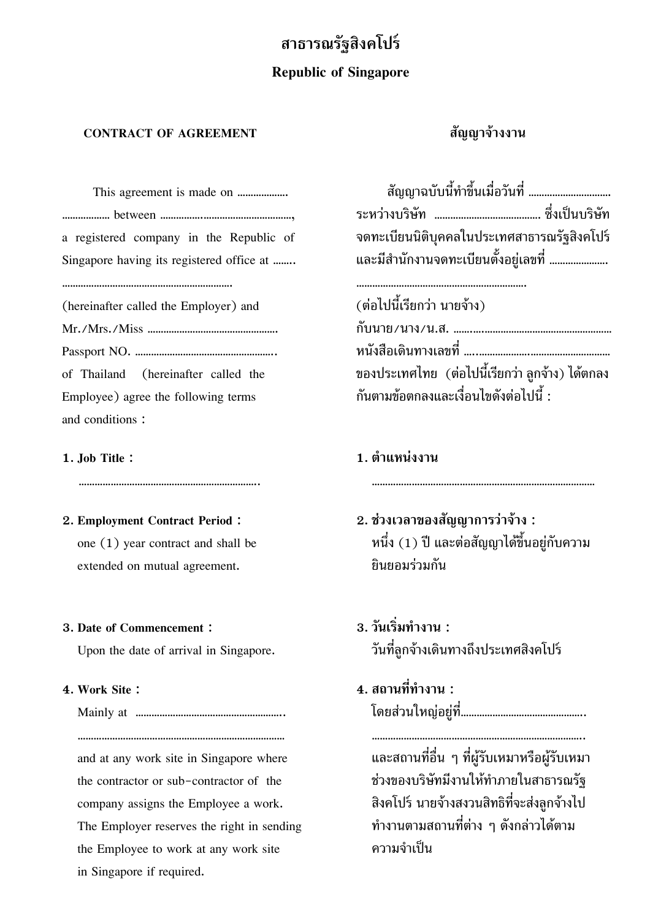# สาธารณรัฐสิงคโปร์

## Republic of Singapore

**CONTRACT OF AGREEMENT**

This agreement is made on .................. ................. between ...............................................,
a registered company in the Republic of Singapore having its registered office at ........ ..............................................................
(hereinafter called the Employer) and
Mr./Mrs./Miss ...............................................
Passport NO. ..................................................
of Thailand (hereinafter called the Employee) agree the following terms and conditions :

**1. Job Title :**

...................................................................

**2. Employment Contract Period :**

one (1) year contract and shall be extended on mutual agreement.

**3. Date of Commencement :**

Upon the date of arrival in Singapore.

**4. Work Site :**

Mainly at ......................................................
..........................................................................

and at any work site in Singapore where the contractor or sub-contractor of the company assigns the Employee a work. The Employer reserves the right in sending the Employee to work at any work site in Singapore if required.

**สัญญาจ้างงาน**

สัญญาฉบับนี้ทำขึ้นเมื่อวันที่ .............................. ระหว่างบริษัท ....................................... ซึ่งเป็นบริษัทจดทะเบียนนิติบุคคลในประเทศสาธารณรัฐสิงคโปร์ และมีสำนักงานจดทะเบียนตั้งอยู่เลขที่ ..................... ..............................................................
(ต่อไปนี้เรียกว่า นายจ้าง)
กับนาย/นาง/น.ส. ..........................................................
หนังสือเดินทางเลขที่ ....................................................
ของประเทศไทย (ต่อไปนี้เรียกว่า ลูกจ้าง) ได้ตกลงกันตามข้อตกลงและเงื่อนไขดังต่อไปนี้ :

**1. ตำแหน่งงาน**

...................................................................................

**2. ช่วงเวลาของสัญญาการว่าจ้าง :**

หนึ่ง (1) ปี และต่อสัญญาได้ขึ้นอยู่กับความยินยอมร่วมกัน

**3. วันเริ่มทำงาน :**

วันที่ลูกจ้างเดินทางถึงประเทศสิงคโปร์

**4. สถานที่ทำงาน :**

โดยส่วนใหญ่อยู่ที่.............................................
..............................................................................

และสถานที่อื่น ๆ ที่ผู้รับเหมาหรือผู้รับเหมาช่วงของบริษัทมีงานให้ทำภายในสาธารณรัฐสิงคโปร์ นายจ้างสงวนสิทธิที่จะส่งลูกจ้างไปทำงานตามสถานที่ต่าง ๆ ดังกล่าวได้ตามความจำเป็น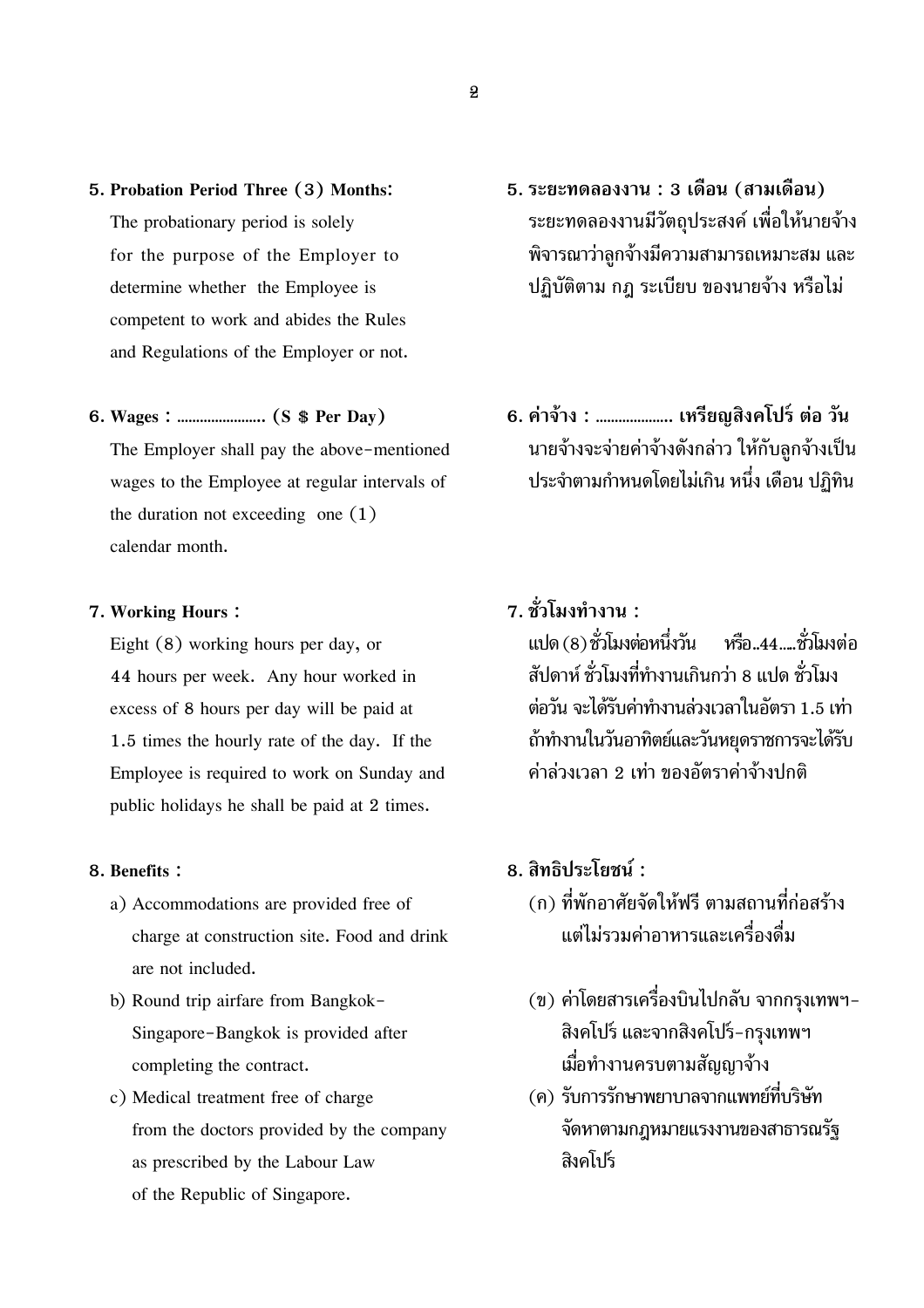**5. Probation Period Three (3) Months:**

The probationary period is solely for the purpose of the Employer to determine whether the Employee is competent to work and abides the Rules and Regulations of the Employer or not.

**5. ระยะทดลองงาน : 3 เดือน (สามเดือน)**

ระยะทดลองงานมีวัตถุประสงค์ เพื่อให้นายจ้างพิจารณาว่าลูกจ้างมีความสามารถเหมาะสม และปฏิบัติตาม กฎ ระเบียบ ของนายจ้าง หรือไม่

**6. Wages : ...................... (S $ Per Day)**

The Employer shall pay the above-mentioned wages to the Employee at regular intervals of the duration not exceeding one (1) calendar month.

**6. ค่าจ้าง : ................... เหรียญสิงคโปร์ ต่อ วัน**

นายจ้างจะจ่ายค่าจ้างดังกล่าว ให้กับลูกจ้างเป็นประจำตามกำหนดโดยไม่เกิน หนึ่ง เดือน ปฏิทิน

**7. Working Hours :**

Eight (8) working hours per day, or 44 hours per week. Any hour worked in excess of 8 hours per day will be paid at 1.5 times the hourly rate of the day. If the Employee is required to work on Sunday and public holidays he shall be paid at 2 times.

**7. ชั่วโมงทำงาน :**

แปด (8) ชั่วโมงต่อหนึ่งวัน หรือ..44.....ชั่วโมงต่อสัปดาห์ ชั่วโมงที่ทำงานเกินกว่า 8 แปด ชั่วโมงต่อวัน จะได้รับค่าทำงานล่วงเวลาในอัตรา 1.5 เท่า ถ้าทำงานในวันอาทิตย์และวันหยุดราชการจะได้รับค่าล่วงเวลา 2 เท่า ของอัตราค่าจ้างปกติ

**8. Benefits :**

a) Accommodations are provided free of charge at construction site. Food and drink are not included.

b) Round trip airfare from Bangkok-Singapore-Bangkok is provided after completing the contract.

c) Medical treatment free of charge from the doctors provided by the company as prescribed by the Labour Law of the Republic of Singapore.

**8. สิทธิประโยชน์ :**

(ก) ที่พักอาศัยจัดให้ฟรี ตามสถานที่ก่อสร้าง แต่ไม่รวมค่าอาหารและเครื่องดื่ม

(ข) ค่าโดยสารเครื่องบินไปกลับ จากกรุงเทพฯ-สิงคโปร์ และจากสิงคโปร์-กรุงเทพฯ เมื่อทำงานครบตามสัญญาจ้าง

(ค) รับการรักษาพยาบาลจากแพทย์ที่บริษัทจัดหาตามกฎหมายแรงงานของสาธารณรัฐสิงคโปร์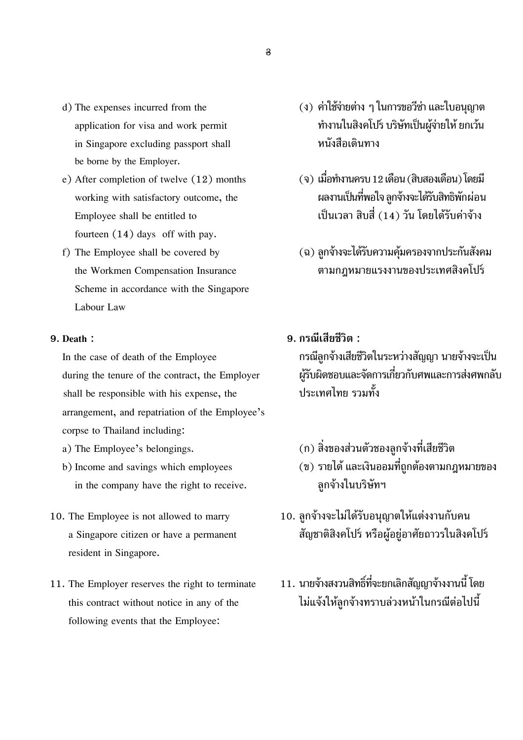d) The expenses incurred from the application for visa and work permit in Singapore excluding passport shall be borne by the Employer.

(ง) ค่าใช้จ่ายต่าง ๆ ในการขอวีซ่า และใบอนุญาตทำงานในสิงคโปร์ บริษัทเป็นผู้จ่ายให้ ยกเว้นหนังสือเดินทาง

e) After completion of twelve (12) months working with satisfactory outcome, the Employee shall be entitled to fourteen (14) days off with pay.

(จ) เมื่อทำงานครบ 12 เดือน (สิบสองเดือน) โดยมีผลงานเป็นที่พอใจ ลูกจ้างจะได้รับสิทธิพักผ่อนเป็นเวลา สิบสี่ (14) วัน โดยได้รับค่าจ้าง

f) The Employee shall be covered by the Workmen Compensation Insurance Scheme in accordance with the Singapore Labour Law

(ฉ) ลูกจ้างจะได้รับความคุ้มครองจากประกันสังคมตามกฎหมายแรงงานของประเทศสิงคโปร์

**9. Death :**

In the case of death of the Employee during the tenure of the contract, the Employer shall be responsible with his expense, the arrangement, and repatriation of the Employee's corpse to Thailand including:

a) The Employee's belongings.

b) Income and savings which employees in the company have the right to receive.

**9. กรณีเสียชีวิต :**

กรณีลูกจ้างเสียชีวิตในระหว่างสัญญา นายจ้างจะเป็นผู้รับผิดชอบและจัดการเกี่ยวกับศพและการส่งศพกลับประเทศไทย รวมทั้ง

(ก) สิ่งของส่วนตัวชองลูกจ้างที่เสียชีวิต

(ข) รายได้ และเงินออมที่ถูกต้องตามกฎหมายของลูกจ้างในบริษัทฯ

10. The Employee is not allowed to marry a Singapore citizen or have a permanent resident in Singapore.

10. ลูกจ้างจะไม่ได้รับอนุญาตให้แต่งงานกับคนสัญชาติสิงคโปร์ หรือผู้อยู่อาศัยถาวรในสิงคโปร์

11. The Employer reserves the right to terminate this contract without notice in any of the following events that the Employee:

11. นายจ้างสงวนสิทธิ์ที่จะยกเลิกสัญญาจ้างงานนี้ โดยไม่แจ้งให้ลูกจ้างทราบล่วงหน้าในกรณีต่อไปนี้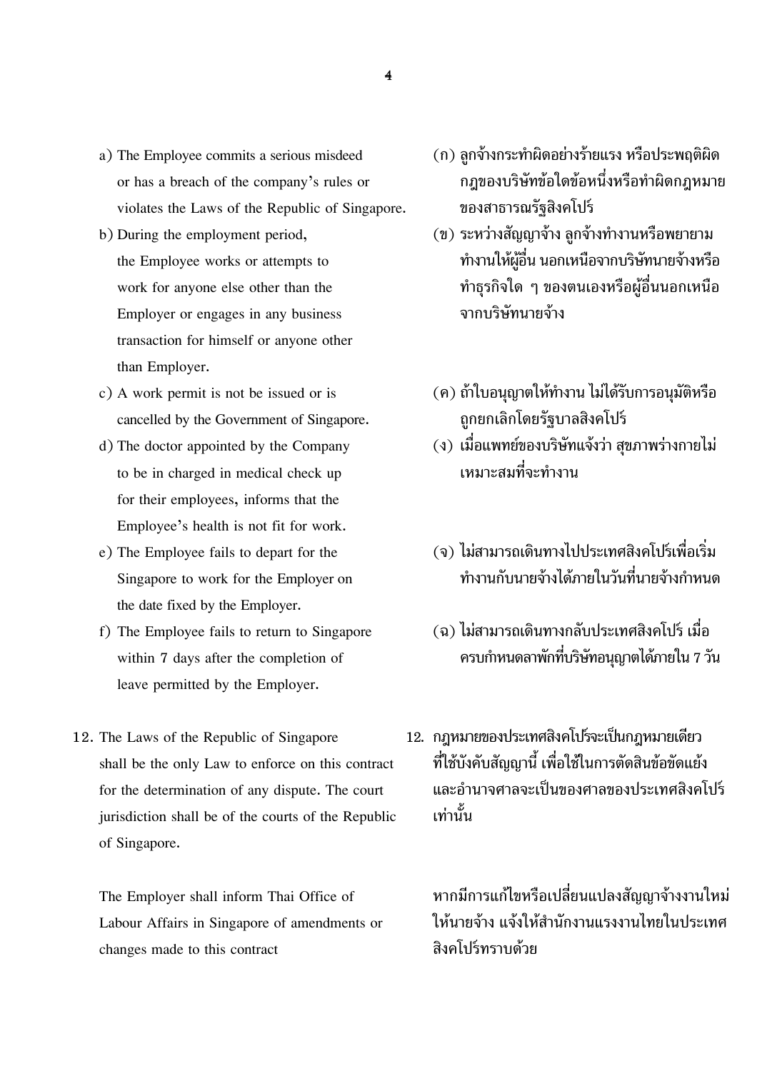a) The Employee commits a serious misdeed or has a breach of the company's rules or violates the Laws of the Republic of Singapore.

(ก) ลูกจ้างกระทำผิดอย่างร้ายแรง หรือประพฤติผิดกฎของบริษัทข้อใดข้อหนึ่งหรือทำผิดกฎหมายของสาธารณรัฐสิงคโปร์

b) During the employment period, the Employee works or attempts to work for anyone else other than the Employer or engages in any business transaction for himself or anyone other than Employer.

(ข) ระหว่างสัญญาจ้าง ลูกจ้างทำงานหรือพยายามทำงานให้ผู้อื่น นอกเหนือจากบริษัทนายจ้างหรือทำธุรกิจใด ๆ ของตนเองหรือผู้อื่นนอกเหนือจากบริษัทนายจ้าง

c) A work permit is not be issued or is cancelled by the Government of Singapore.

(ค) ถ้าใบอนุญาตให้ทำงาน ไม่ได้รับการอนุมัติหรือถูกยกเลิกโดยรัฐบาลสิงคโปร์

d) The doctor appointed by the Company to be in charged in medical check up for their employees, informs that the Employee's health is not fit for work.

(ง) เมื่อแพทย์ของบริษัทแจ้งว่า สุขภาพร่างกายไม่เหมาะสมที่จะทำงาน

e) The Employee fails to depart for the Singapore to work for the Employer on the date fixed by the Employer.

(จ) ไม่สามารถเดินทางไปประเทศสิงคโปร์เพื่อเริ่มทำงานกับนายจ้างได้ภายในวันที่นายจ้างกำหนด

f) The Employee fails to return to Singapore within 7 days after the completion of leave permitted by the Employer.

(ฉ) ไม่สามารถเดินทางกลับประเทศสิงคโปร์ เมื่อครบกำหนดลาพักที่บริษัทอนุญาตได้ภายใน 7 วัน

12. The Laws of the Republic of Singapore shall be the only Law to enforce on this contract for the determination of any dispute. The court jurisdiction shall be of the courts of the Republic of Singapore.

12. กฎหมายของประเทศสิงคโปร์จะเป็นกฎหมายเดียวที่ใช้บังคับสัญญานี้ เพื่อใช้ในการตัดสินข้อขัดแย้งและอำนาจศาลจะเป็นของศาลของประเทศสิงคโปร์เท่านั้น

The Employer shall inform Thai Office of Labour Affairs in Singapore of amendments or changes made to this contract

หากมีการแก้ไขหรือเปลี่ยนแปลงสัญญาจ้างงานใหม่ ให้นายจ้าง แจ้งให้สำนักงานแรงงานไทยในประเทศสิงคโปร์ทราบด้วย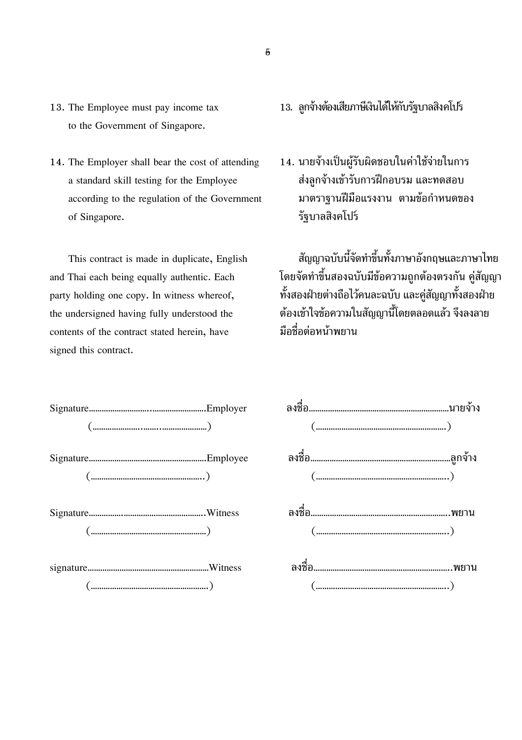13. The Employee must pay income tax to the Government of Singapore.

14. The Employer shall bear the cost of attending a standard skill testing for the Employee according to the regulation of the Government of Singapore.

13. ลูกจ้างต้องเสียภาษีเงินได้ให้กับรัฐบาลสิงคโปร์

14. นายจ้างเป็นผู้รับผิดชอบในค่าใช้จ่ายในการส่งลูกจ้างเข้ารับการฝึกอบรม และทดสอบมาตราฐานฝีมือแรงงาน ตามข้อกำหนดของรัฐบาลสิงคโปร์

This contract is made in duplicate, English and Thai each being equally authentic. Each party holding one copy. In witness whereof, the undersigned having fully understood the contents of the contract stated herein, have signed this contract.

สัญญาฉบับนี้จัดทำขึ้นทั้งภาษาอังกฤษและภาษาไทย โดยจัดทำขึ้นสองฉบับมีข้อความถูกต้องตรงกัน คู่สัญญาทั้งสองฝ่ายต่างถือไว้คนละฉบับ และคู่สัญญาทั้งสองฝ่ายต้องเข้าใจข้อความในสัญญานี้โดยตลอดแล้ว จึงลงลายมือชื่อต่อหน้าพยาน

Signature.....................................................Employer
(...............................................)

Signature.....................................................Employee
(...............................................)

Signature.....................................................Witness
(...............................................)

signature.....................................................Witness
(...............................................)

ลงชื่อ.....................................................นายจ้าง
(...............................................)

ลงชื่อ.....................................................ลูกจ้าง
(...............................................)

ลงชื่อ.....................................................พยาน
(...............................................)

ลงชื่อ.....................................................พยาน
(...............................................)